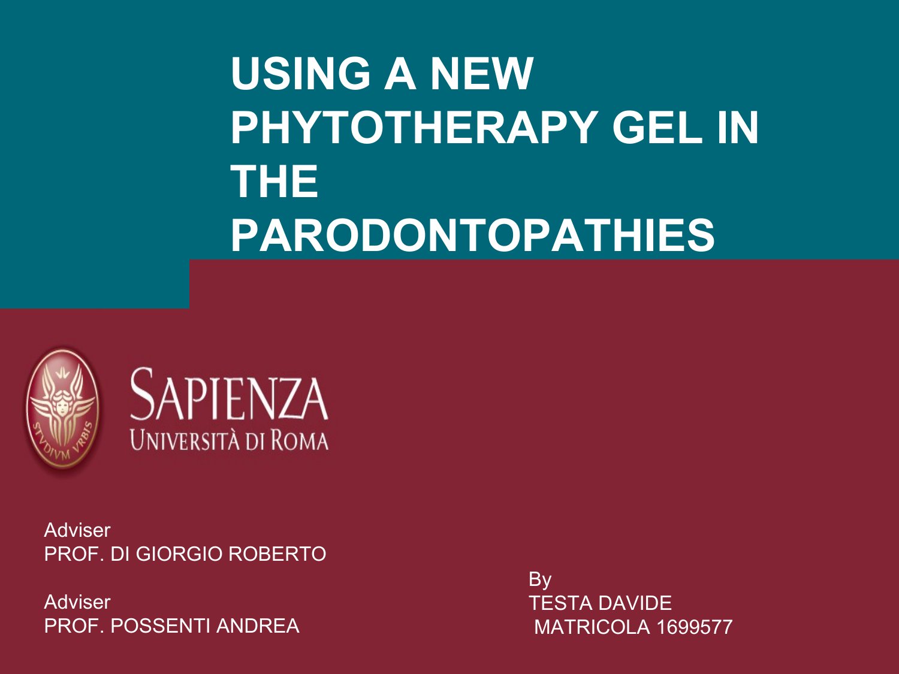# USING A NEW PHYTOTHERAPY GEL IN THE PARODONTOPATHIES

SAPIENZA
UNIVERSITÀ DI ROMA

Adviser
PROF. DI GIORGIO ROBERTO

Adviser
PROF. POSSENTI ANDREA

By
TESTA DAVIDE
MATRICOLA 1699577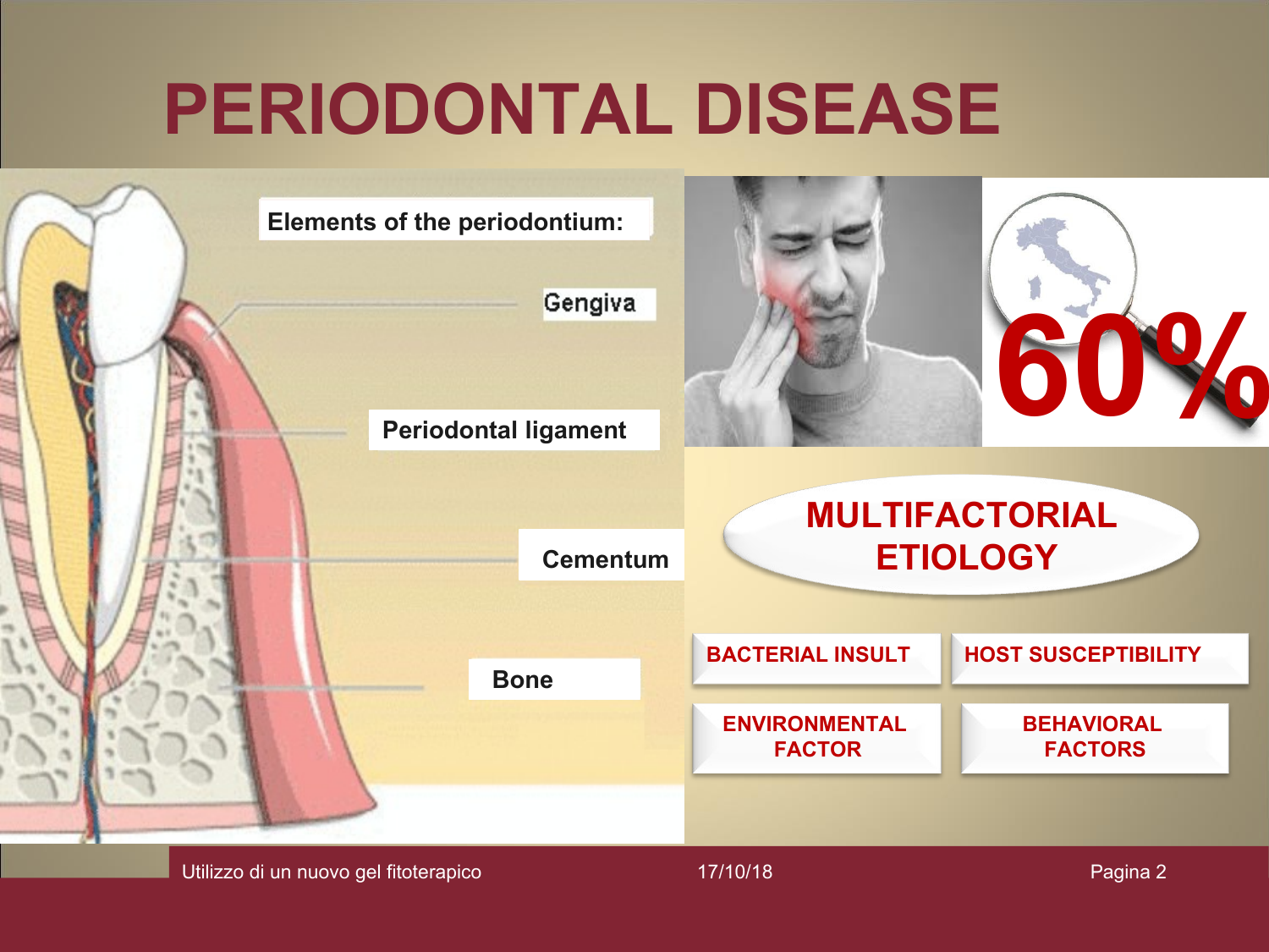# PERIODONTAL DISEASE

**Elements of the periodontium:**

- Gengiva
- Periodontal ligament
- Cementum
- Bone

**60%**

## MULTIFACTORIAL ETIOLOGY

- BACTERIAL INSULT
- HOST SUSCEPTIBILITY
- ENVIRONMENTAL FACTOR
- BEHAVIORAL FACTORS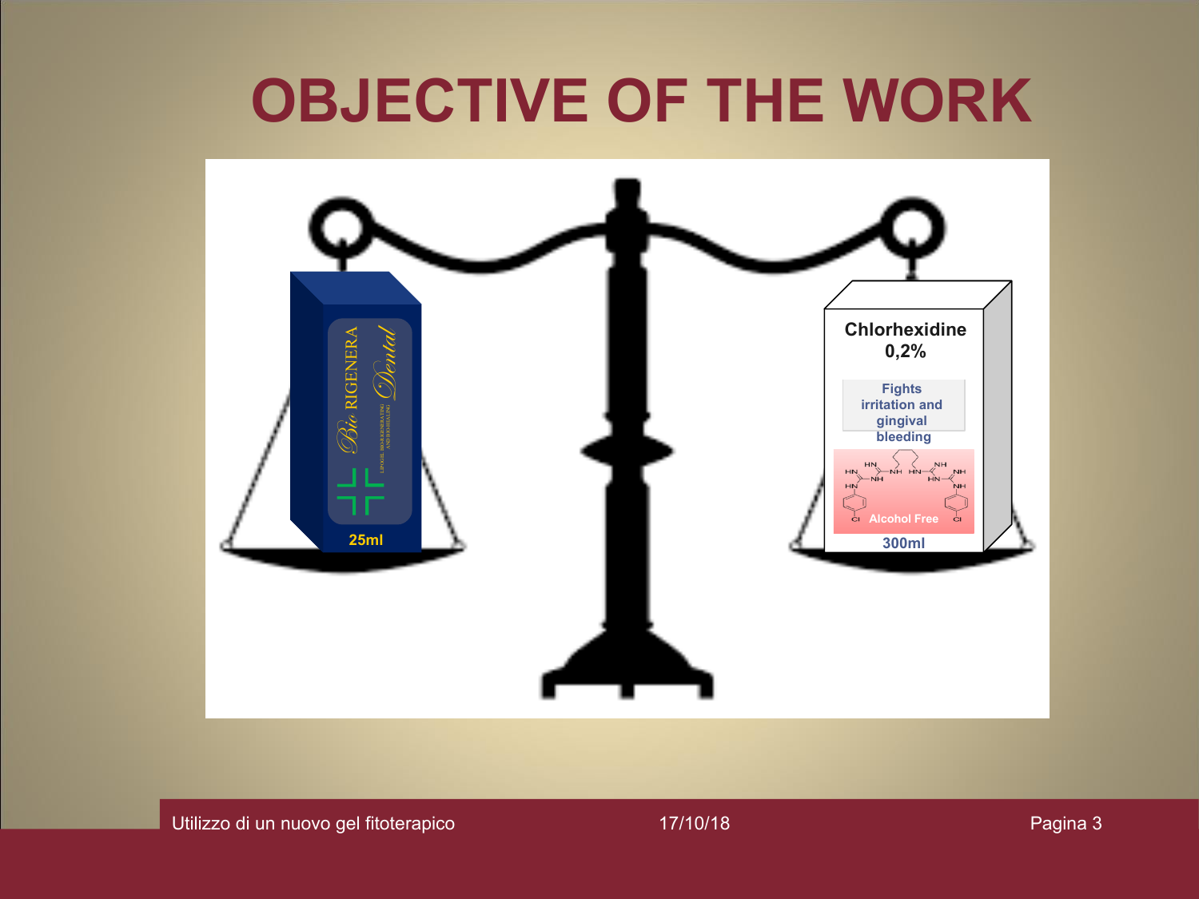# OBJECTIVE OF THE WORK

Bio RIGENERA Dental

25ml

Chlorhexidine 0,2%

Fights irritation and gingival bleeding

Alcohol Free

300ml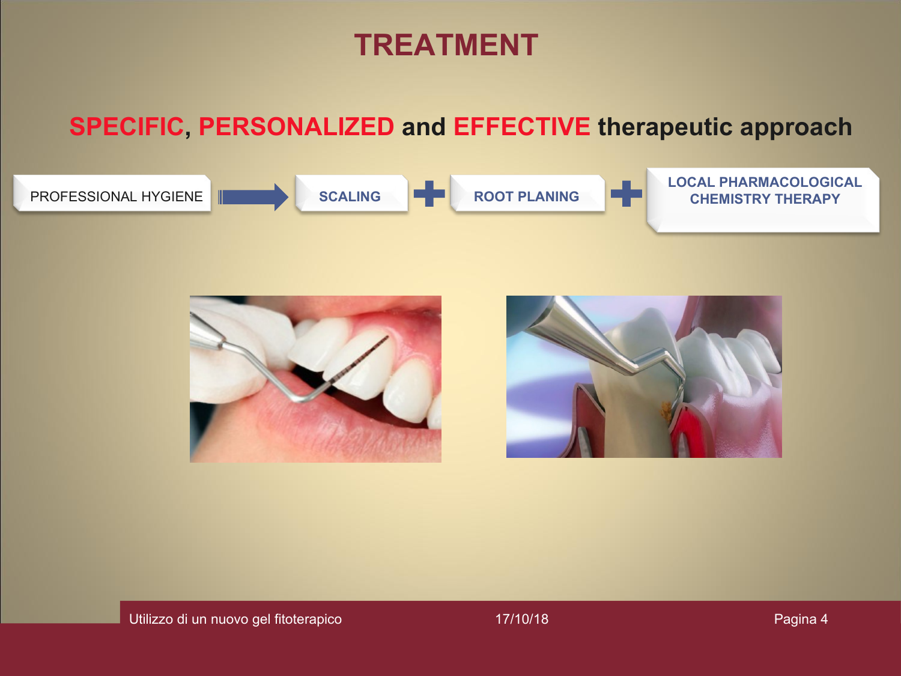# TREATMENT

**SPECIFIC, PERSONALIZED and EFFECTIVE therapeutic approach**

PROFESSIONAL HYGIENE → **SCALING** + **ROOT PLANING** + **LOCAL PHARMACOLOGICAL CHEMISTRY THERAPY**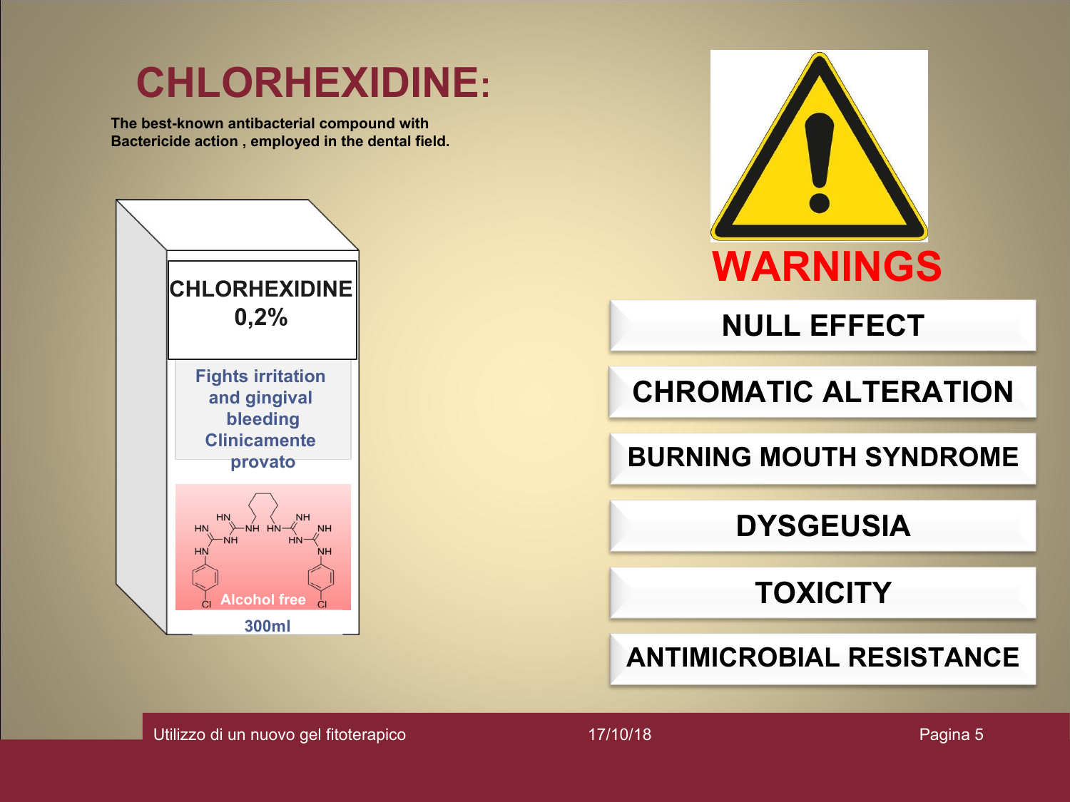# CHLORHEXIDINE:

**The best-known antibacterial compound with Bactericide action , employed in the dental field.**

CHLORHEXIDINE 0,2%

Fights irritation and gingival bleeding Clinicamente provato

Alcohol free

300ml

## WARNINGS

- NULL EFFECT
- CHROMATIC ALTERATION
- BURNING MOUTH SYNDROME
- DYSGEUSIA
- TOXICITY
- ANTIMICROBIAL RESISTANCE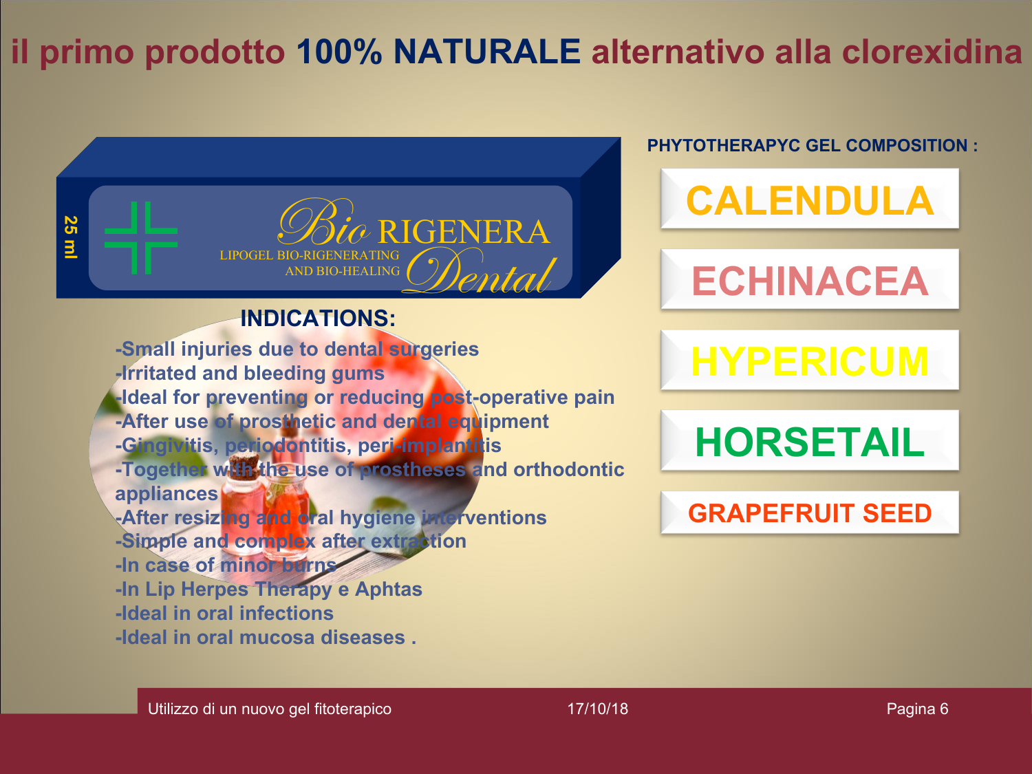# il primo prodotto 100% NATURALE alternativo alla clorexidina

25 ml

Bio RIGENERA Dental

LIPOGEL BIO-RIGENERATING AND BIO-HEALING

## INDICATIONS:

- -Small injuries due to dental surgeries
- -Irritated and bleeding gums
- -Ideal for preventing or reducing post-operative pain
- -After use of prosthetic and dental equipment
- -Gingivitis, periodontitis, peri-implantitis
- -Together with the use of prostheses and orthodontic appliances
- -After resizing and oral hygiene interventions
- -Simple and complex after extraction
- -In case of minor burns
- -In Lip Herpes Therapy e Aphtas
- -Ideal in oral infections
- -Ideal in oral mucosa diseases .

**PHYTOTHERAPYC GEL COMPOSITION :**

- CALENDULA
- ECHINACEA
- HYPERICUM
- HORSETAIL
- GRAPEFRUIT SEED

Utilizzo di un nuovo gel fitoterapico

17/10/18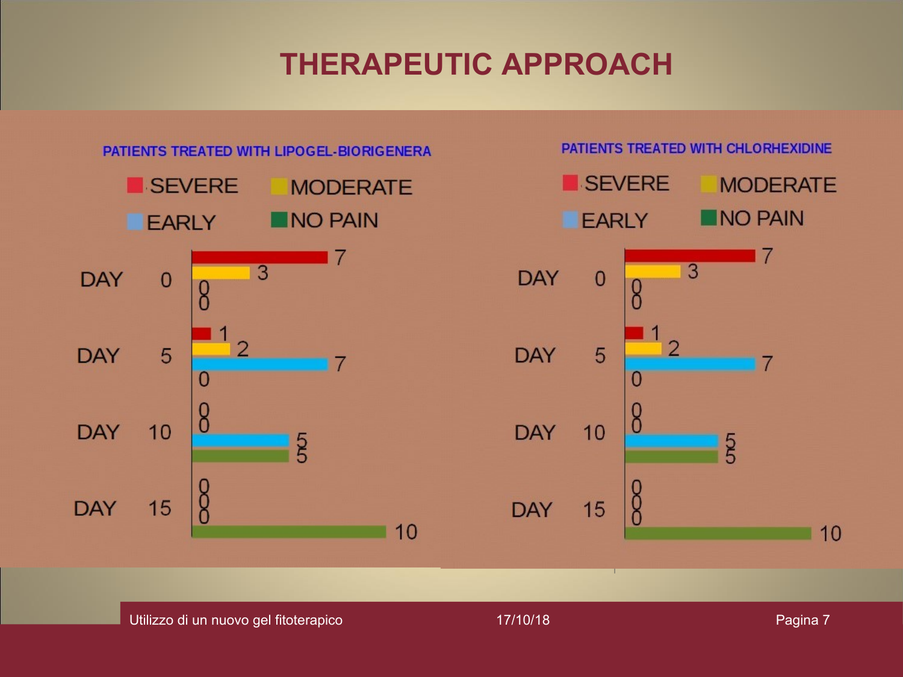# THERAPEUTIC APPROACH

**PATIENTS TREATED WITH LIPOGEL-BIORIGENERA**

| | SEVERE | MODERATE | EARLY | NO PAIN |
|---|---|---|---|---|
| DAY 0 | 7 | 3 | 0 | 0 |
| DAY 5 | 1 | 2 | 7 | 0 |
| DAY 10 | 0 | 0 | 5 | 5 |
| DAY 15 | 0 | 0 | 0 | 10 |

**PATIENTS TREATED WITH CHLORHEXIDINE**

| | SEVERE | MODERATE | EARLY | NO PAIN |
|---|---|---|---|---|
| DAY 0 | 7 | 3 | 0 | 0 |
| DAY 5 | 1 | 2 | 7 | 0 |
| DAY 10 | 0 | 0 | 5 | 5 |
| DAY 15 | 0 | 0 | 0 | 10 |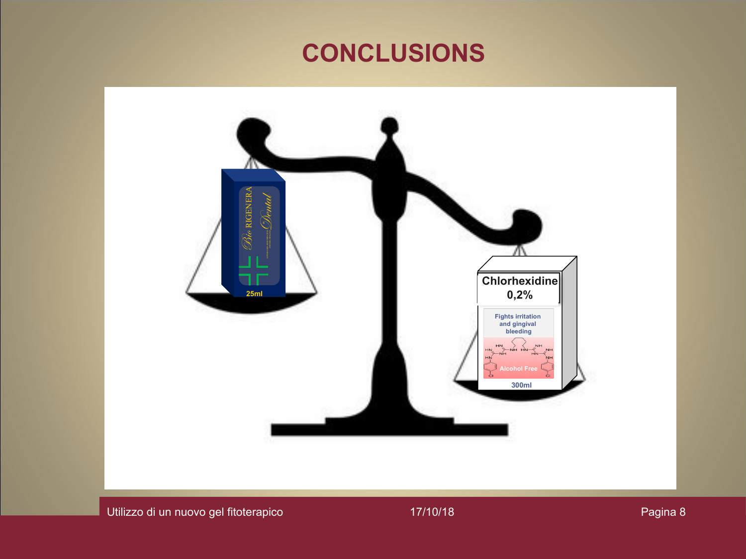# CONCLUSIONS

Bio RIGENERA Dental

25ml

Chlorhexidine 0,2%

Fights irritation and gingival bleeding

Alcohol Free

300ml